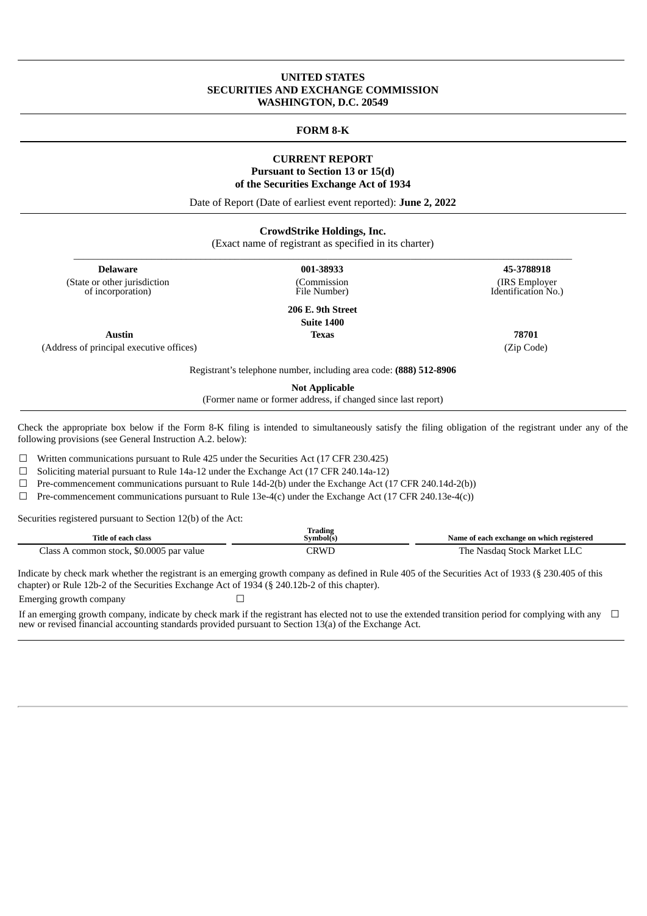# UNITED STATES
# SECURITIES AND EXCHANGE COMMISSION
# WASHINGTON, D.C. 20549

## FORM 8-K

### CURRENT REPORT
### Pursuant to Section 13 or 15(d)
### of the Securities Exchange Act of 1934

Date of Report (Date of earliest event reported): **June 2, 2022**

**CrowdStrike Holdings, Inc.**
(Exact name of registrant as specified in its charter)

| **Delaware** | **001-38933** | **45-3788918** |
|---|---|---|
| (State or other jurisdiction of incorporation) | (Commission File Number) | (IRS Employer Identification No.) |

**206 E. 9th Street**
**Suite 1400**

| **Austin** | **Texas** | **78701** |
|---|---|---|
| (Address of principal executive offices) | | (Zip Code) |

Registrant's telephone number, including area code: **(888) 512-8906**

**Not Applicable**
(Former name or former address, if changed since last report)

Check the appropriate box below if the Form 8-K filing is intended to simultaneously satisfy the filing obligation of the registrant under any of the following provisions (see General Instruction A.2. below):

☐ Written communications pursuant to Rule 425 under the Securities Act (17 CFR 230.425)

☐ Soliciting material pursuant to Rule 14a-12 under the Exchange Act (17 CFR 240.14a-12)

☐ Pre-commencement communications pursuant to Rule 14d-2(b) under the Exchange Act (17 CFR 240.14d-2(b))

☐ Pre-commencement communications pursuant to Rule 13e-4(c) under the Exchange Act (17 CFR 240.13e-4(c))

Securities registered pursuant to Section 12(b) of the Act:

| Title of each class | Trading Symbol(s) | Name of each exchange on which registered |
|---|---|---|
| Class A common stock, $0.0005 par value | CRWD | The Nasdaq Stock Market LLC |

Indicate by check mark whether the registrant is an emerging growth company as defined in Rule 405 of the Securities Act of 1933 (§ 230.405 of this chapter) or Rule 12b-2 of the Securities Exchange Act of 1934 (§ 240.12b-2 of this chapter).

Emerging growth company ☐

If an emerging growth company, indicate by check mark if the registrant has elected not to use the extended transition period for complying with any new or revised financial accounting standards provided pursuant to Section 13(a) of the Exchange Act. ☐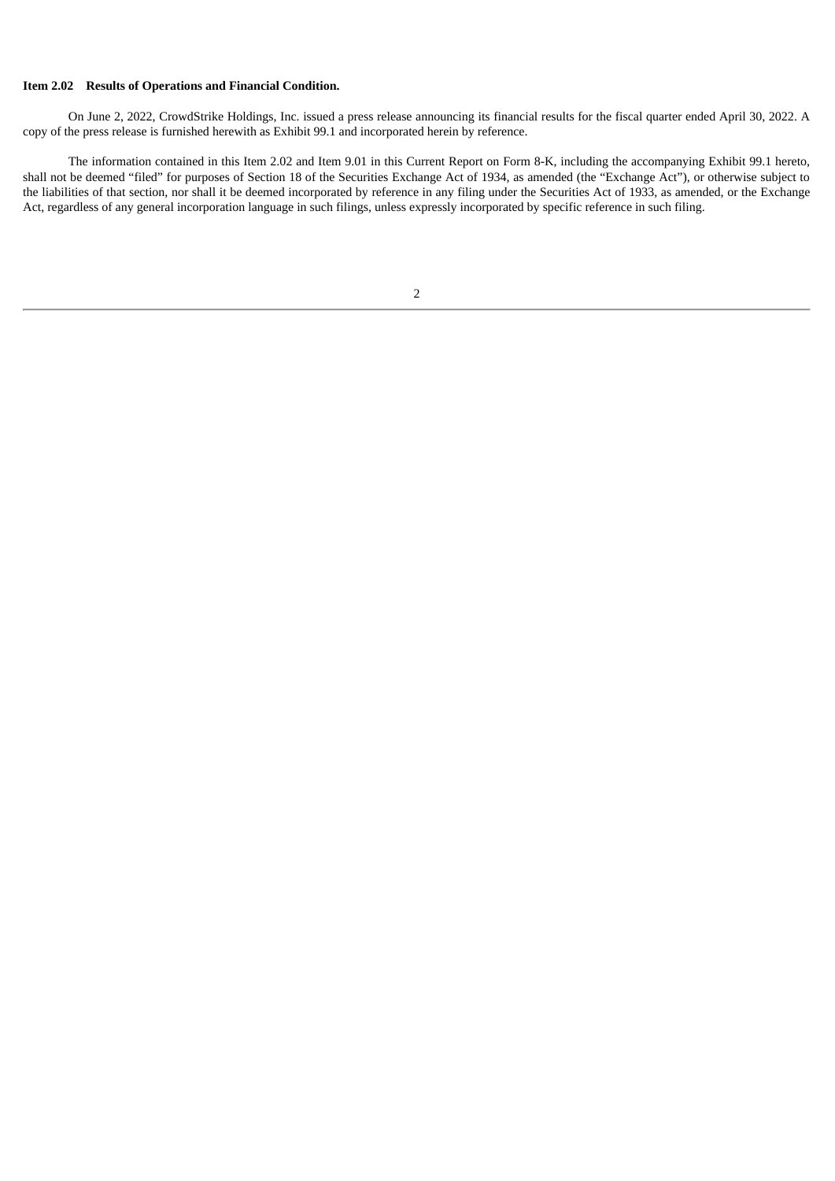**Item 2.02 Results of Operations and Financial Condition.**

On June 2, 2022, CrowdStrike Holdings, Inc. issued a press release announcing its financial results for the fiscal quarter ended April 30, 2022. A copy of the press release is furnished herewith as Exhibit 99.1 and incorporated herein by reference.

The information contained in this Item 2.02 and Item 9.01 in this Current Report on Form 8-K, including the accompanying Exhibit 99.1 hereto, shall not be deemed "filed" for purposes of Section 18 of the Securities Exchange Act of 1934, as amended (the "Exchange Act"), or otherwise subject to the liabilities of that section, nor shall it be deemed incorporated by reference in any filing under the Securities Act of 1933, as amended, or the Exchange Act, regardless of any general incorporation language in such filings, unless expressly incorporated by specific reference in such filing.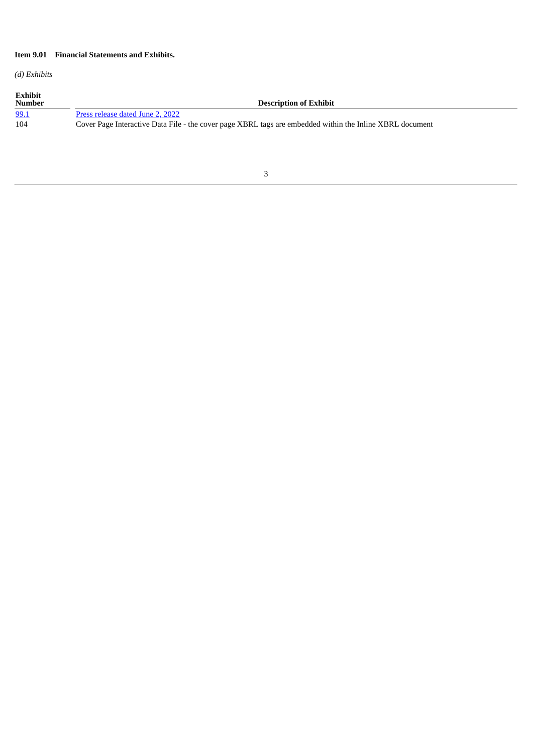**Item 9.01 Financial Statements and Exhibits.**

*(d) Exhibits*

| Exhibit Number | Description of Exhibit |
| --- | --- |
| 99.1 | Press release dated June 2, 2022 |
| 104 | Cover Page Interactive Data File - the cover page XBRL tags are embedded within the Inline XBRL document |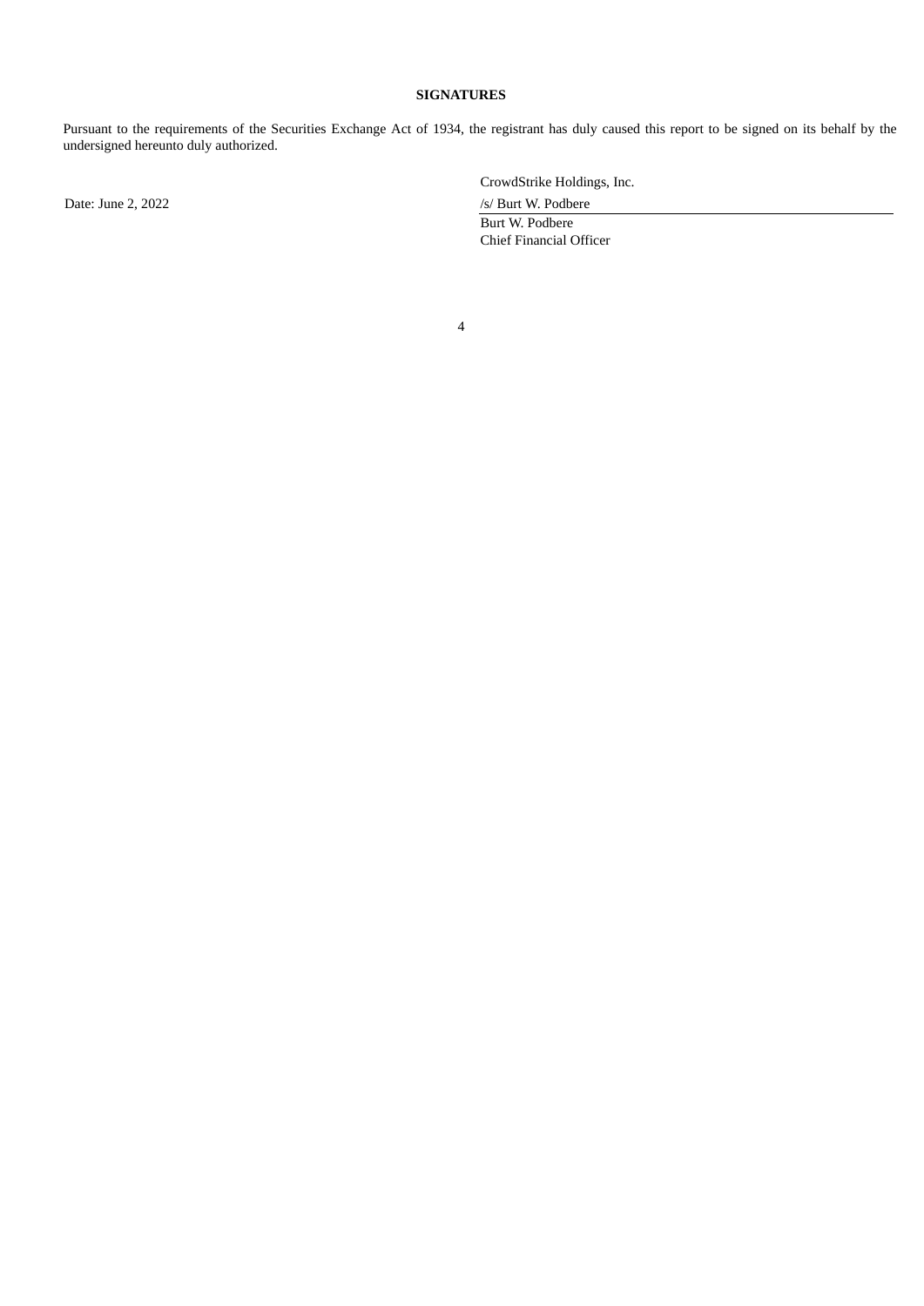**SIGNATURES**

Pursuant to the requirements of the Securities Exchange Act of 1934, the registrant has duly caused this report to be signed on its behalf by the undersigned hereunto duly authorized.

| | |
|---|---|
| | CrowdStrike Holdings, Inc. |
| Date: June 2, 2022 | /s/ Burt W. Podbere |
| | Burt W. Podbere |
| | Chief Financial Officer |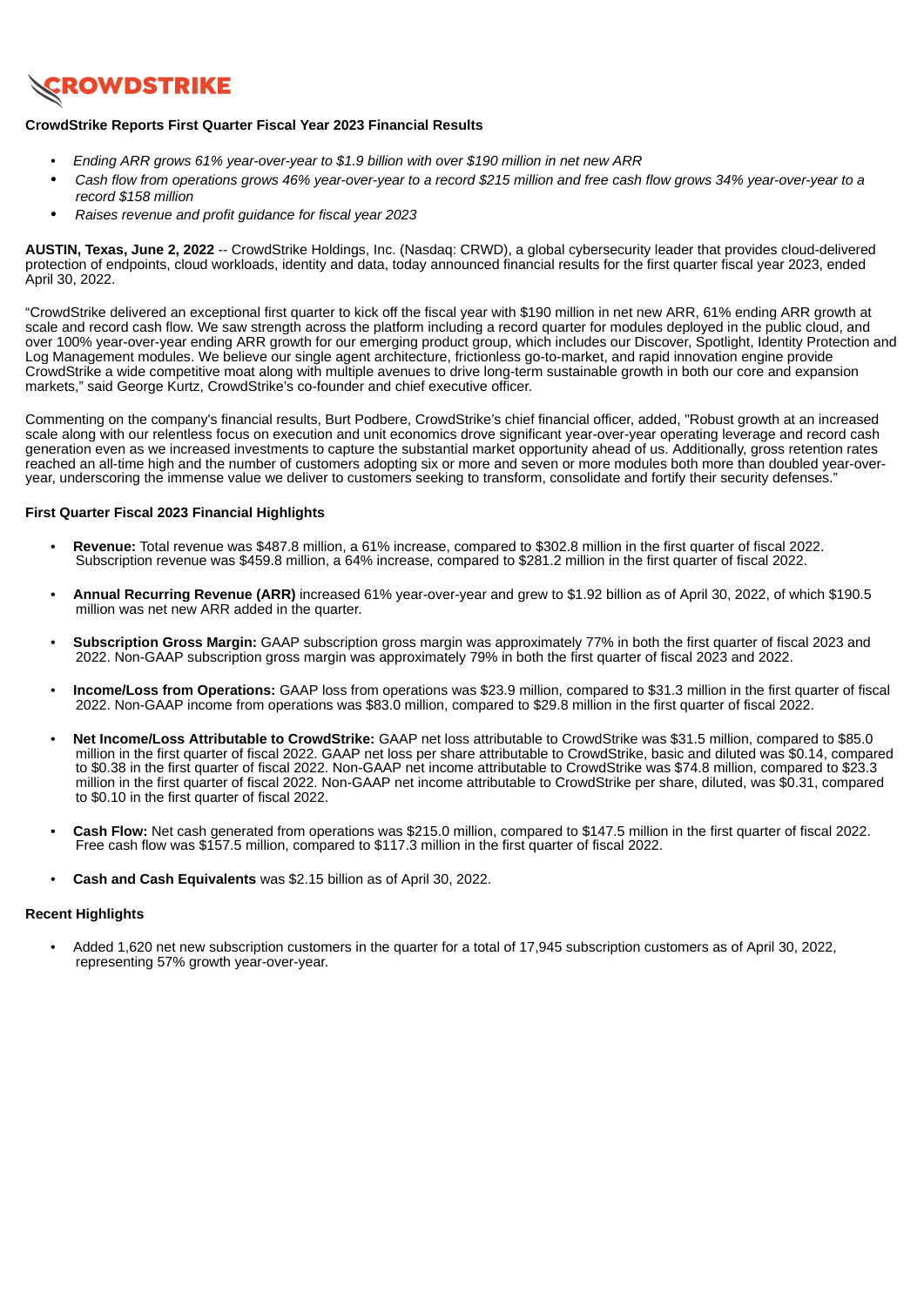**CROWDSTRIKE**

**CrowdStrike Reports First Quarter Fiscal Year 2023 Financial Results**

- *Ending ARR grows 61% year-over-year to $1.9 billion with over $190 million in net new ARR*
- *Cash flow from operations grows 46% year-over-year to a record $215 million and free cash flow grows 34% year-over-year to a record $158 million*
- *Raises revenue and profit guidance for fiscal year 2023*

**AUSTIN, Texas, June 2, 2022** -- CrowdStrike Holdings, Inc. (Nasdaq: CRWD), a global cybersecurity leader that provides cloud-delivered protection of endpoints, cloud workloads, identity and data, today announced financial results for the first quarter fiscal year 2023, ended April 30, 2022.

"CrowdStrike delivered an exceptional first quarter to kick off the fiscal year with $190 million in net new ARR, 61% ending ARR growth at scale and record cash flow. We saw strength across the platform including a record quarter for modules deployed in the public cloud, and over 100% year-over-year ending ARR growth for our emerging product group, which includes our Discover, Spotlight, Identity Protection and Log Management modules. We believe our single agent architecture, frictionless go-to-market, and rapid innovation engine provide CrowdStrike a wide competitive moat along with multiple avenues to drive long-term sustainable growth in both our core and expansion markets," said George Kurtz, CrowdStrike's co-founder and chief executive officer.

Commenting on the company's financial results, Burt Podbere, CrowdStrike's chief financial officer, added, "Robust growth at an increased scale along with our relentless focus on execution and unit economics drove significant year-over-year operating leverage and record cash generation even as we increased investments to capture the substantial market opportunity ahead of us. Additionally, gross retention rates reached an all-time high and the number of customers adopting six or more and seven or more modules both more than doubled year-over-year, underscoring the immense value we deliver to customers seeking to transform, consolidate and fortify their security defenses."

**First Quarter Fiscal 2023 Financial Highlights**

- **Revenue:** Total revenue was $487.8 million, a 61% increase, compared to $302.8 million in the first quarter of fiscal 2022. Subscription revenue was $459.8 million, a 64% increase, compared to $281.2 million in the first quarter of fiscal 2022.
- **Annual Recurring Revenue (ARR)** increased 61% year-over-year and grew to $1.92 billion as of April 30, 2022, of which $190.5 million was net new ARR added in the quarter.
- **Subscription Gross Margin:** GAAP subscription gross margin was approximately 77% in both the first quarter of fiscal 2023 and 2022. Non-GAAP subscription gross margin was approximately 79% in both the first quarter of fiscal 2023 and 2022.
- **Income/Loss from Operations:** GAAP loss from operations was $23.9 million, compared to $31.3 million in the first quarter of fiscal 2022. Non-GAAP income from operations was $83.0 million, compared to $29.8 million in the first quarter of fiscal 2022.
- **Net Income/Loss Attributable to CrowdStrike:** GAAP net loss attributable to CrowdStrike was $31.5 million, compared to $85.0 million in the first quarter of fiscal 2022. GAAP net loss per share attributable to CrowdStrike, basic and diluted was $0.14, compared to $0.38 in the first quarter of fiscal 2022. Non-GAAP net income attributable to CrowdStrike was $74.8 million, compared to $23.3 million in the first quarter of fiscal 2022. Non-GAAP net income attributable to CrowdStrike per share, diluted, was $0.31, compared to $0.10 in the first quarter of fiscal 2022.
- **Cash Flow:** Net cash generated from operations was $215.0 million, compared to $147.5 million in the first quarter of fiscal 2022. Free cash flow was $157.5 million, compared to $117.3 million in the first quarter of fiscal 2022.
- **Cash and Cash Equivalents** was $2.15 billion as of April 30, 2022.

**Recent Highlights**

- Added 1,620 net new subscription customers in the quarter for a total of 17,945 subscription customers as of April 30, 2022, representing 57% growth year-over-year.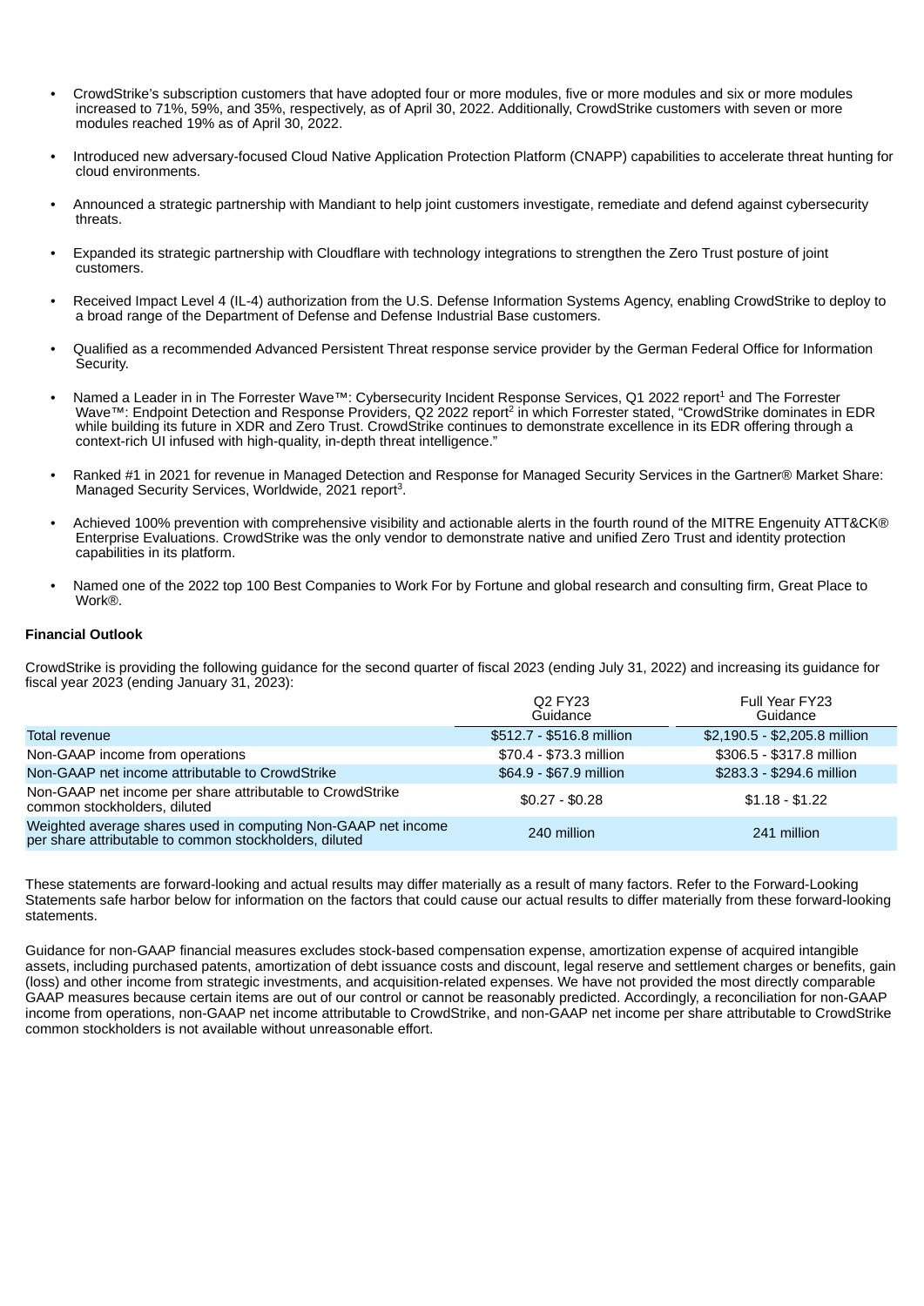- CrowdStrike's subscription customers that have adopted four or more modules, five or more modules and six or more modules increased to 71%, 59%, and 35%, respectively, as of April 30, 2022. Additionally, CrowdStrike customers with seven or more modules reached 19% as of April 30, 2022.

- Introduced new adversary-focused Cloud Native Application Protection Platform (CNAPP) capabilities to accelerate threat hunting for cloud environments.

- Announced a strategic partnership with Mandiant to help joint customers investigate, remediate and defend against cybersecurity threats.

- Expanded its strategic partnership with Cloudflare with technology integrations to strengthen the Zero Trust posture of joint customers.

- Received Impact Level 4 (IL-4) authorization from the U.S. Defense Information Systems Agency, enabling CrowdStrike to deploy to a broad range of the Department of Defense and Defense Industrial Base customers.

- Qualified as a recommended Advanced Persistent Threat response service provider by the German Federal Office for Information Security.

- Named a Leader in in The Forrester Wave™: Cybersecurity Incident Response Services, Q1 2022 report[1] and The Forrester Wave™: Endpoint Detection and Response Providers, Q2 2022 report[2] in which Forrester stated, "CrowdStrike dominates in EDR while building its future in XDR and Zero Trust. CrowdStrike continues to demonstrate excellence in its EDR offering through a context-rich UI infused with high-quality, in-depth threat intelligence."

- Ranked #1 in 2021 for revenue in Managed Detection and Response for Managed Security Services in the Gartner® Market Share: Managed Security Services, Worldwide, 2021 report[3].

- Achieved 100% prevention with comprehensive visibility and actionable alerts in the fourth round of the MITRE Engenuity ATT&CK® Enterprise Evaluations. CrowdStrike was the only vendor to demonstrate native and unified Zero Trust and identity protection capabilities in its platform.

- Named one of the 2022 top 100 Best Companies to Work For by Fortune and global research and consulting firm, Great Place to Work®.

**Financial Outlook**

CrowdStrike is providing the following guidance for the second quarter of fiscal 2023 (ending July 31, 2022) and increasing its guidance for fiscal year 2023 (ending January 31, 2023):

| | Q2 FY23 Guidance | Full Year FY23 Guidance |
|---|---|---|
| Total revenue | $512.7 - $516.8 million | $2,190.5 - $2,205.8 million |
| Non-GAAP income from operations | $70.4 - $73.3 million | $306.5 - $317.8 million |
| Non-GAAP net income attributable to CrowdStrike | $64.9 - $67.9 million | $283.3 - $294.6 million |
| Non-GAAP net income per share attributable to CrowdStrike common stockholders, diluted | $0.27 - $0.28 | $1.18 - $1.22 |
| Weighted average shares used in computing Non-GAAP net income per share attributable to common stockholders, diluted | 240 million | 241 million |

These statements are forward-looking and actual results may differ materially as a result of many factors. Refer to the Forward-Looking Statements safe harbor below for information on the factors that could cause our actual results to differ materially from these forward-looking statements.

Guidance for non-GAAP financial measures excludes stock-based compensation expense, amortization expense of acquired intangible assets, including purchased patents, amortization of debt issuance costs and discount, legal reserve and settlement charges or benefits, gain (loss) and other income from strategic investments, and acquisition-related expenses. We have not provided the most directly comparable GAAP measures because certain items are out of our control or cannot be reasonably predicted. Accordingly, a reconciliation for non-GAAP income from operations, non-GAAP net income attributable to CrowdStrike, and non-GAAP net income per share attributable to CrowdStrike common stockholders is not available without unreasonable effort.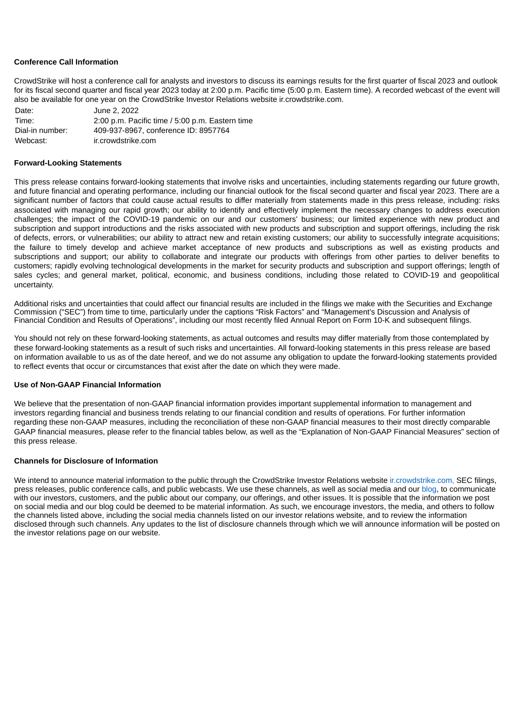**Conference Call Information**

CrowdStrike will host a conference call for analysts and investors to discuss its earnings results for the first quarter of fiscal 2023 and outlook for its fiscal second quarter and fiscal year 2023 today at 2:00 p.m. Pacific time (5:00 p.m. Eastern time). A recorded webcast of the event will also be available for one year on the CrowdStrike Investor Relations website ir.crowdstrike.com.

| | |
|---|---|
| Date: | June 2, 2022 |
| Time: | 2:00 p.m. Pacific time / 5:00 p.m. Eastern time |
| Dial-in number: | 409-937-8967, conference ID: 8957764 |
| Webcast: | ir.crowdstrike.com |

**Forward-Looking Statements**

This press release contains forward-looking statements that involve risks and uncertainties, including statements regarding our future growth, and future financial and operating performance, including our financial outlook for the fiscal second quarter and fiscal year 2023. There are a significant number of factors that could cause actual results to differ materially from statements made in this press release, including: risks associated with managing our rapid growth; our ability to identify and effectively implement the necessary changes to address execution challenges; the impact of the COVID-19 pandemic on our and our customers' business; our limited experience with new product and subscription and support introductions and the risks associated with new products and subscription and support offerings, including the risk of defects, errors, or vulnerabilities; our ability to attract new and retain existing customers; our ability to successfully integrate acquisitions; the failure to timely develop and achieve market acceptance of new products and subscriptions as well as existing products and subscriptions and support; our ability to collaborate and integrate our products with offerings from other parties to deliver benefits to customers; rapidly evolving technological developments in the market for security products and subscription and support offerings; length of sales cycles; and general market, political, economic, and business conditions, including those related to COVID-19 and geopolitical uncertainty.

Additional risks and uncertainties that could affect our financial results are included in the filings we make with the Securities and Exchange Commission ("SEC") from time to time, particularly under the captions "Risk Factors" and "Management's Discussion and Analysis of Financial Condition and Results of Operations", including our most recently filed Annual Report on Form 10-K and subsequent filings.

You should not rely on these forward-looking statements, as actual outcomes and results may differ materially from those contemplated by these forward-looking statements as a result of such risks and uncertainties. All forward-looking statements in this press release are based on information available to us as of the date hereof, and we do not assume any obligation to update the forward-looking statements provided to reflect events that occur or circumstances that exist after the date on which they were made.

**Use of Non-GAAP Financial Information**

We believe that the presentation of non-GAAP financial information provides important supplemental information to management and investors regarding financial and business trends relating to our financial condition and results of operations. For further information regarding these non-GAAP measures, including the reconciliation of these non-GAAP financial measures to their most directly comparable GAAP financial measures, please refer to the financial tables below, as well as the "Explanation of Non-GAAP Financial Measures" section of this press release.

**Channels for Disclosure of Information**

We intend to announce material information to the public through the CrowdStrike Investor Relations website ir.crowdstrike.com, SEC filings, press releases, public conference calls, and public webcasts. We use these channels, as well as social media and our blog, to communicate with our investors, customers, and the public about our company, our offerings, and other issues. It is possible that the information we post on social media and our blog could be deemed to be material information. As such, we encourage investors, the media, and others to follow the channels listed above, including the social media channels listed on our investor relations website, and to review the information disclosed through such channels. Any updates to the list of disclosure channels through which we will announce information will be posted on the investor relations page on our website.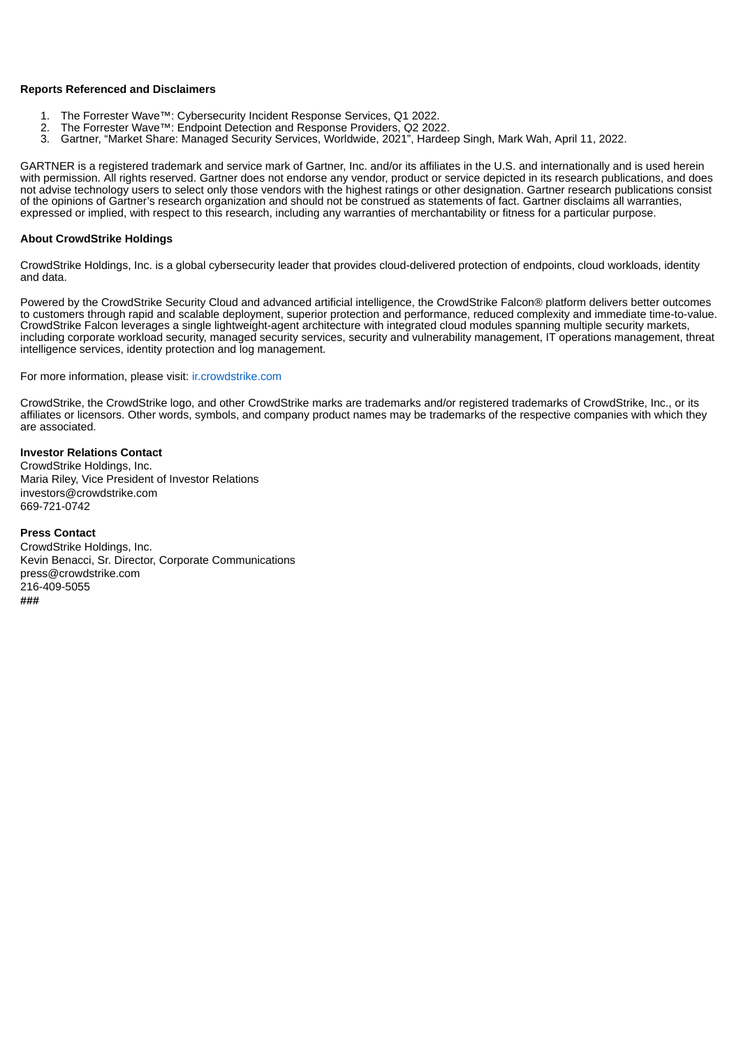**Reports Referenced and Disclaimers**

1. The Forrester Wave™: Cybersecurity Incident Response Services, Q1 2022.
2. The Forrester Wave™: Endpoint Detection and Response Providers, Q2 2022.
3. Gartner, "Market Share: Managed Security Services, Worldwide, 2021", Hardeep Singh, Mark Wah, April 11, 2022.

GARTNER is a registered trademark and service mark of Gartner, Inc. and/or its affiliates in the U.S. and internationally and is used herein with permission. All rights reserved. Gartner does not endorse any vendor, product or service depicted in its research publications, and does not advise technology users to select only those vendors with the highest ratings or other designation. Gartner research publications consist of the opinions of Gartner's research organization and should not be construed as statements of fact. Gartner disclaims all warranties, expressed or implied, with respect to this research, including any warranties of merchantability or fitness for a particular purpose.

**About CrowdStrike Holdings**

CrowdStrike Holdings, Inc. is a global cybersecurity leader that provides cloud-delivered protection of endpoints, cloud workloads, identity and data.

Powered by the CrowdStrike Security Cloud and advanced artificial intelligence, the CrowdStrike Falcon® platform delivers better outcomes to customers through rapid and scalable deployment, superior protection and performance, reduced complexity and immediate time-to-value. CrowdStrike Falcon leverages a single lightweight-agent architecture with integrated cloud modules spanning multiple security markets, including corporate workload security, managed security services, security and vulnerability management, IT operations management, threat intelligence services, identity protection and log management.

For more information, please visit: ir.crowdstrike.com

CrowdStrike, the CrowdStrike logo, and other CrowdStrike marks are trademarks and/or registered trademarks of CrowdStrike, Inc., or its affiliates or licensors. Other words, symbols, and company product names may be trademarks of the respective companies with which they are associated.

**Investor Relations Contact**
CrowdStrike Holdings, Inc.
Maria Riley, Vice President of Investor Relations
investors@crowdstrike.com
669-721-0742

**Press Contact**
CrowdStrike Holdings, Inc.
Kevin Benacci, Sr. Director, Corporate Communications
press@crowdstrike.com
216-409-5055
###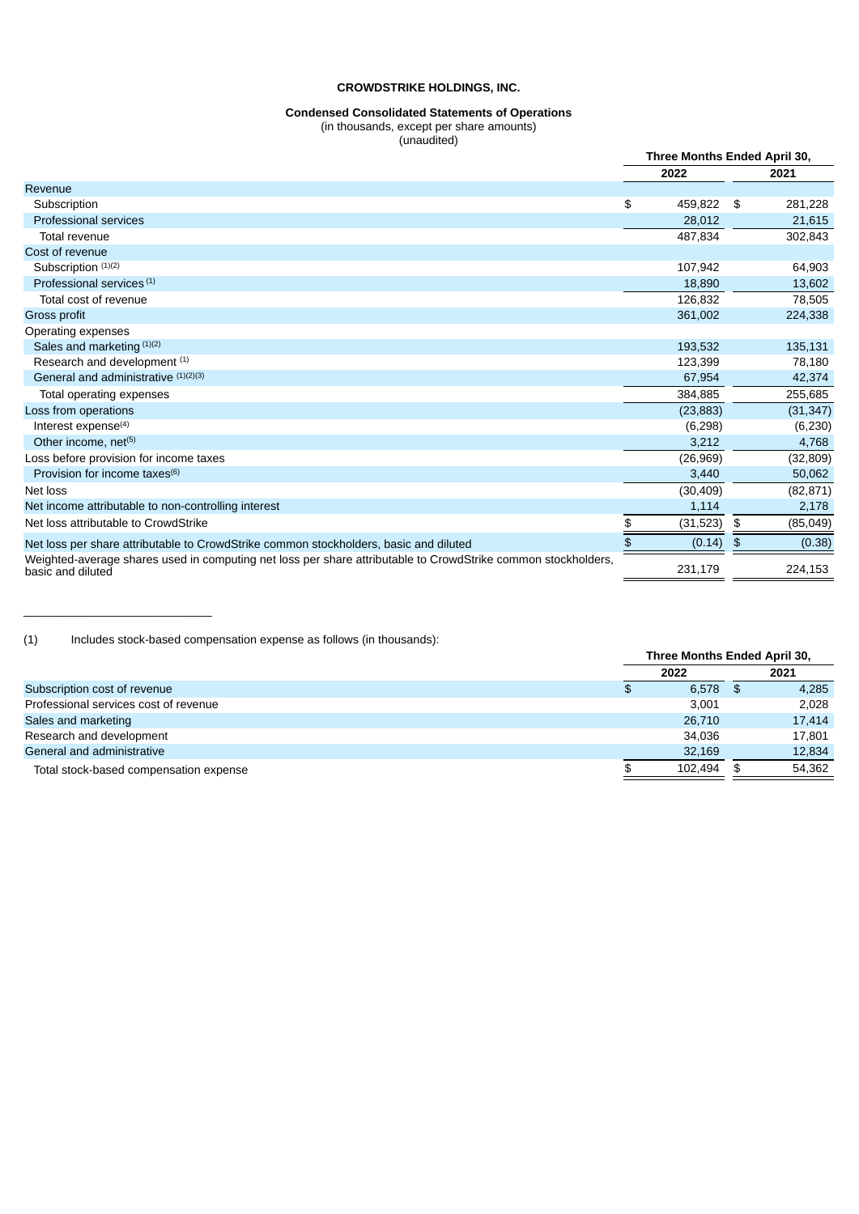**CROWDSTRIKE HOLDINGS, INC.**

**Condensed Consolidated Statements of Operations**
(in thousands, except per share amounts)
(unaudited)

| | Three Months Ended April 30, | |
|---|---|---|
| | 2022 | 2021 |
| Revenue | | |
| Subscription | $ 459,822 | $ 281,228 |
| Professional services | 28,012 | 21,615 |
| Total revenue | 487,834 | 302,843 |
| Cost of revenue | | |
| Subscription [1][2] | 107,942 | 64,903 |
| Professional services [1] | 18,890 | 13,602 |
| Total cost of revenue | 126,832 | 78,505 |
| Gross profit | 361,002 | 224,338 |
| Operating expenses | | |
| Sales and marketing [1][2] | 193,532 | 135,131 |
| Research and development [1] | 123,399 | 78,180 |
| General and administrative [1][2][3] | 67,954 | 42,374 |
| Total operating expenses | 384,885 | 255,685 |
| Loss from operations | (23,883) | (31,347) |
| Interest expense[4] | (6,298) | (6,230) |
| Other income, net[5] | 3,212 | 4,768 |
| Loss before provision for income taxes | (26,969) | (32,809) |
| Provision for income taxes[6] | 3,440 | 50,062 |
| Net loss | (30,409) | (82,871) |
| Net income attributable to non-controlling interest | 1,114 | 2,178 |
| Net loss attributable to CrowdStrike | $ (31,523) | $ (85,049) |
| Net loss per share attributable to CrowdStrike common stockholders, basic and diluted | $ (0.14) | $ (0.38) |
| Weighted-average shares used in computing net loss per share attributable to CrowdStrike common stockholders, basic and diluted | 231,179 | 224,153 |

---

(1) Includes stock-based compensation expense as follows (in thousands):

| | Three Months Ended April 30, | |
|---|---|---|
| | 2022 | 2021 |
| Subscription cost of revenue | $ 6,578 | $ 4,285 |
| Professional services cost of revenue | 3,001 | 2,028 |
| Sales and marketing | 26,710 | 17,414 |
| Research and development | 34,036 | 17,801 |
| General and administrative | 32,169 | 12,834 |
| Total stock-based compensation expense | $ 102,494 | $ 54,362 |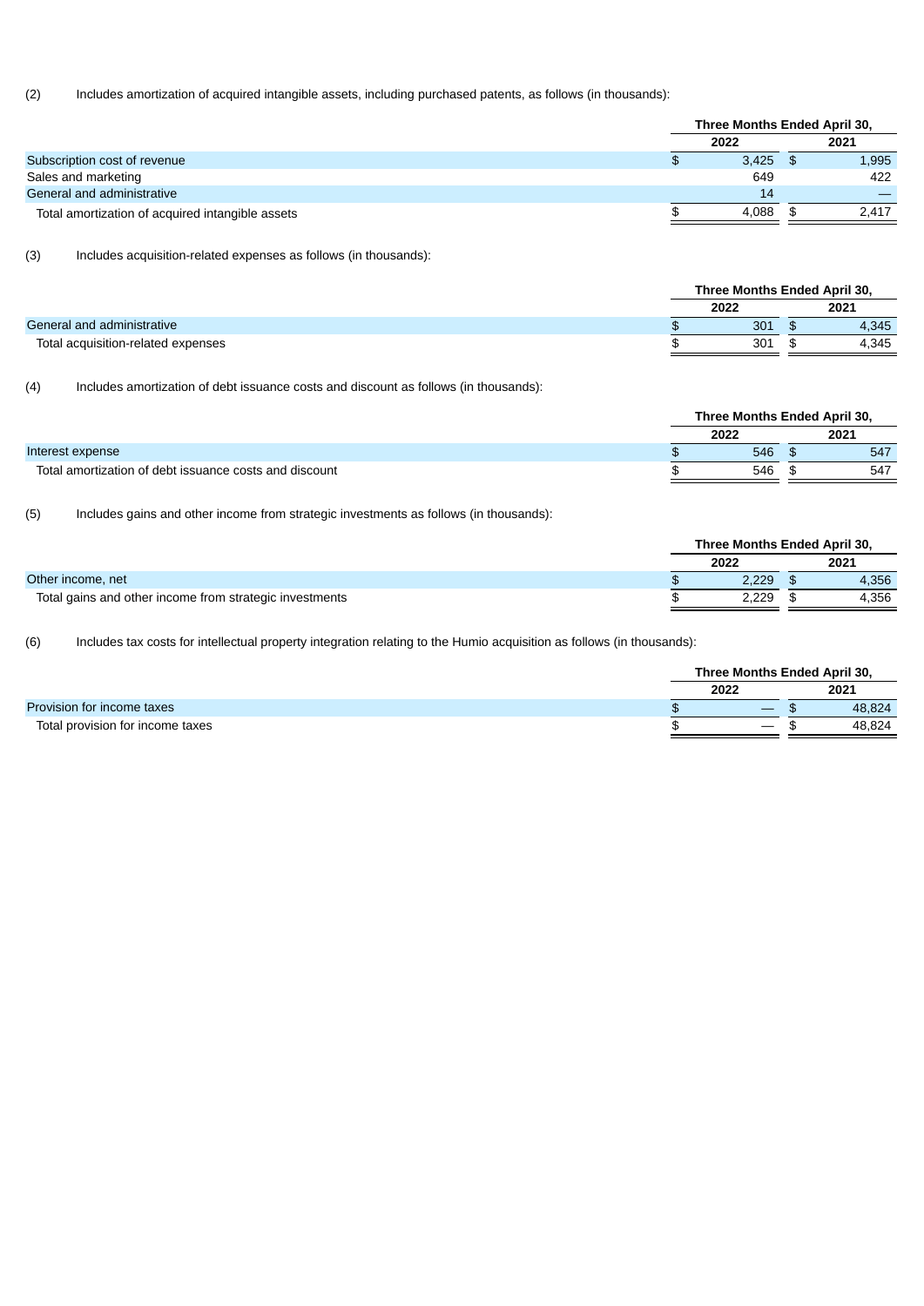(2) Includes amortization of acquired intangible assets, including purchased patents, as follows (in thousands):

| | Three Months Ended April 30, | |
|---|---|---|
| | 2022 | 2021 |
| Subscription cost of revenue | $ 3,425 | $ 1,995 |
| Sales and marketing | 649 | 422 |
| General and administrative | 14 | — |
| Total amortization of acquired intangible assets | $ 4,088 | $ 2,417 |

(3) Includes acquisition-related expenses as follows (in thousands):

| | Three Months Ended April 30, | |
|---|---|---|
| | 2022 | 2021 |
| General and administrative | $ 301 | $ 4,345 |
| Total acquisition-related expenses | $ 301 | $ 4,345 |

(4) Includes amortization of debt issuance costs and discount as follows (in thousands):

| | Three Months Ended April 30, | |
|---|---|---|
| | 2022 | 2021 |
| Interest expense | $ 546 | $ 547 |
| Total amortization of debt issuance costs and discount | $ 546 | $ 547 |

(5) Includes gains and other income from strategic investments as follows (in thousands):

| | Three Months Ended April 30, | |
|---|---|---|
| | 2022 | 2021 |
| Other income, net | $ 2,229 | $ 4,356 |
| Total gains and other income from strategic investments | $ 2,229 | $ 4,356 |

(6) Includes tax costs for intellectual property integration relating to the Humio acquisition as follows (in thousands):

| | Three Months Ended April 30, | |
|---|---|---|
| | 2022 | 2021 |
| Provision for income taxes | $ — | $ 48,824 |
| Total provision for income taxes | $ — | $ 48,824 |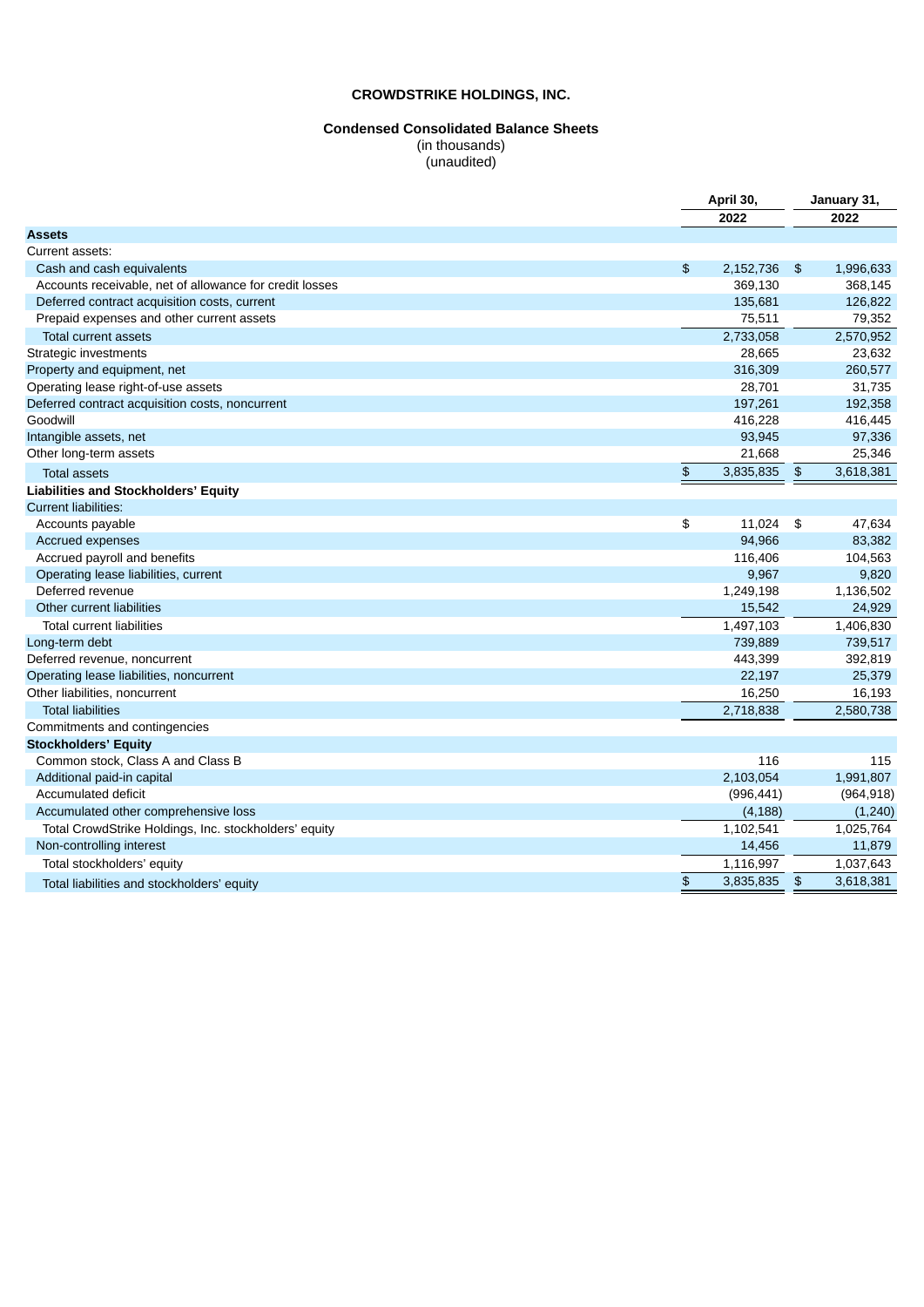**CROWDSTRIKE HOLDINGS, INC.**

**Condensed Consolidated Balance Sheets**
(in thousands)
(unaudited)

| | April 30, 2022 | January 31, 2022 |
|---|---|---|
| **Assets** | | |
| Current assets: | | |
| Cash and cash equivalents | $ 2,152,736 | $ 1,996,633 |
| Accounts receivable, net of allowance for credit losses | 369,130 | 368,145 |
| Deferred contract acquisition costs, current | 135,681 | 126,822 |
| Prepaid expenses and other current assets | 75,511 | 79,352 |
| Total current assets | 2,733,058 | 2,570,952 |
| Strategic investments | 28,665 | 23,632 |
| Property and equipment, net | 316,309 | 260,577 |
| Operating lease right-of-use assets | 28,701 | 31,735 |
| Deferred contract acquisition costs, noncurrent | 197,261 | 192,358 |
| Goodwill | 416,228 | 416,445 |
| Intangible assets, net | 93,945 | 97,336 |
| Other long-term assets | 21,668 | 25,346 |
| Total assets | $ 3,835,835 | $ 3,618,381 |
| **Liabilities and Stockholders' Equity** | | |
| Current liabilities: | | |
| Accounts payable | $ 11,024 | $ 47,634 |
| Accrued expenses | 94,966 | 83,382 |
| Accrued payroll and benefits | 116,406 | 104,563 |
| Operating lease liabilities, current | 9,967 | 9,820 |
| Deferred revenue | 1,249,198 | 1,136,502 |
| Other current liabilities | 15,542 | 24,929 |
| Total current liabilities | 1,497,103 | 1,406,830 |
| Long-term debt | 739,889 | 739,517 |
| Deferred revenue, noncurrent | 443,399 | 392,819 |
| Operating lease liabilities, noncurrent | 22,197 | 25,379 |
| Other liabilities, noncurrent | 16,250 | 16,193 |
| Total liabilities | 2,718,838 | 2,580,738 |
| Commitments and contingencies | | |
| **Stockholders' Equity** | | |
| Common stock, Class A and Class B | 116 | 115 |
| Additional paid-in capital | 2,103,054 | 1,991,807 |
| Accumulated deficit | (996,441) | (964,918) |
| Accumulated other comprehensive loss | (4,188) | (1,240) |
| Total CrowdStrike Holdings, Inc. stockholders' equity | 1,102,541 | 1,025,764 |
| Non-controlling interest | 14,456 | 11,879 |
| Total stockholders' equity | 1,116,997 | 1,037,643 |
| Total liabilities and stockholders' equity | $ 3,835,835 | $ 3,618,381 |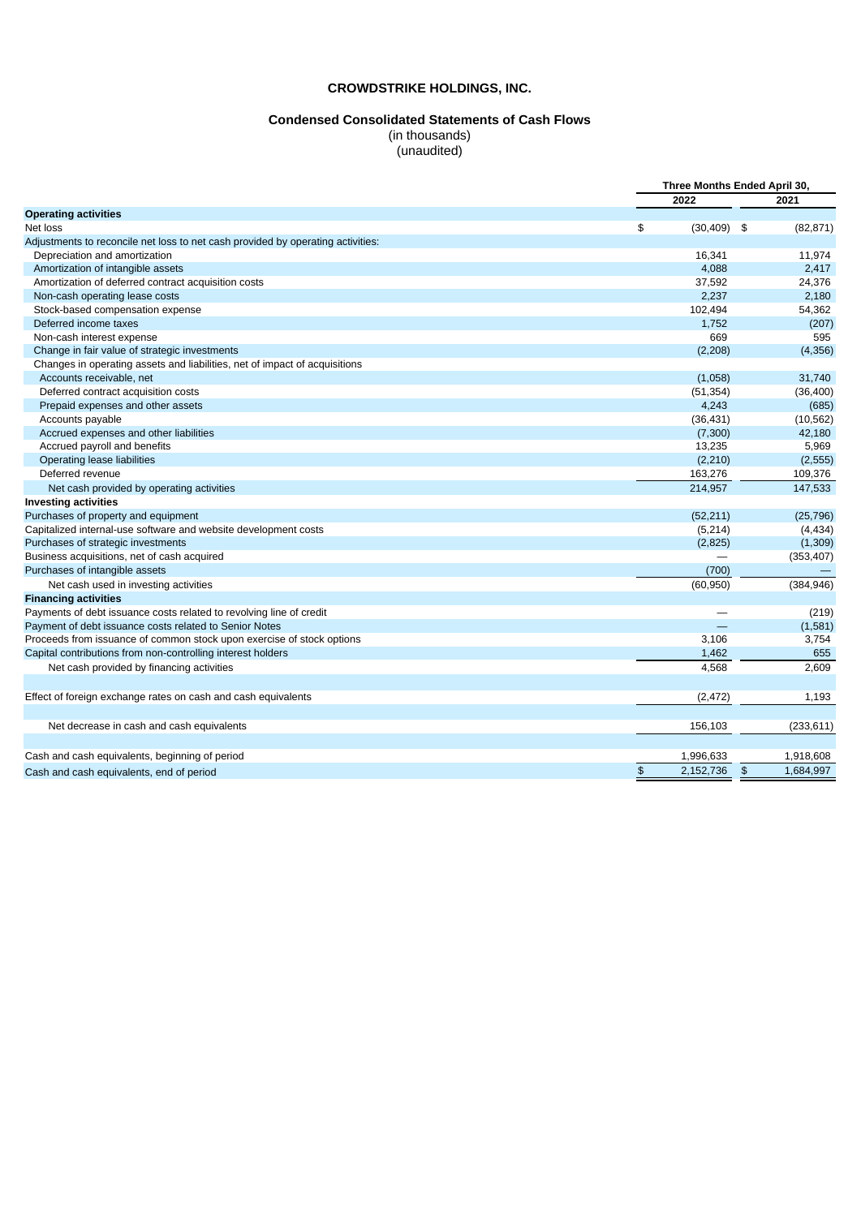# CROWDSTRIKE HOLDINGS, INC.

## Condensed Consolidated Statements of Cash Flows

(in thousands)
(unaudited)

| | Three Months Ended April 30, | |
|---|---|---|
| | 2022 | 2021 |
| **Operating activities** | | |
| Net loss | $ (30,409) | $ (82,871) |
| Adjustments to reconcile net loss to net cash provided by operating activities: | | |
| Depreciation and amortization | 16,341 | 11,974 |
| Amortization of intangible assets | 4,088 | 2,417 |
| Amortization of deferred contract acquisition costs | 37,592 | 24,376 |
| Non-cash operating lease costs | 2,237 | 2,180 |
| Stock-based compensation expense | 102,494 | 54,362 |
| Deferred income taxes | 1,752 | (207) |
| Non-cash interest expense | 669 | 595 |
| Change in fair value of strategic investments | (2,208) | (4,356) |
| Changes in operating assets and liabilities, net of impact of acquisitions | | |
| Accounts receivable, net | (1,058) | 31,740 |
| Deferred contract acquisition costs | (51,354) | (36,400) |
| Prepaid expenses and other assets | 4,243 | (685) |
| Accounts payable | (36,431) | (10,562) |
| Accrued expenses and other liabilities | (7,300) | 42,180 |
| Accrued payroll and benefits | 13,235 | 5,969 |
| Operating lease liabilities | (2,210) | (2,555) |
| Deferred revenue | 163,276 | 109,376 |
| Net cash provided by operating activities | 214,957 | 147,533 |
| **Investing activities** | | |
| Purchases of property and equipment | (52,211) | (25,796) |
| Capitalized internal-use software and website development costs | (5,214) | (4,434) |
| Purchases of strategic investments | (2,825) | (1,309) |
| Business acquisitions, net of cash acquired | — | (353,407) |
| Purchases of intangible assets | (700) | — |
| Net cash used in investing activities | (60,950) | (384,946) |
| **Financing activities** | | |
| Payments of debt issuance costs related to revolving line of credit | — | (219) |
| Payment of debt issuance costs related to Senior Notes | — | (1,581) |
| Proceeds from issuance of common stock upon exercise of stock options | 3,106 | 3,754 |
| Capital contributions from non-controlling interest holders | 1,462 | 655 |
| Net cash provided by financing activities | 4,568 | 2,609 |
| Effect of foreign exchange rates on cash and cash equivalents | (2,472) | 1,193 |
| Net decrease in cash and cash equivalents | 156,103 | (233,611) |
| Cash and cash equivalents, beginning of period | 1,996,633 | 1,918,608 |
| Cash and cash equivalents, end of period | $ 2,152,736 | $ 1,684,997 |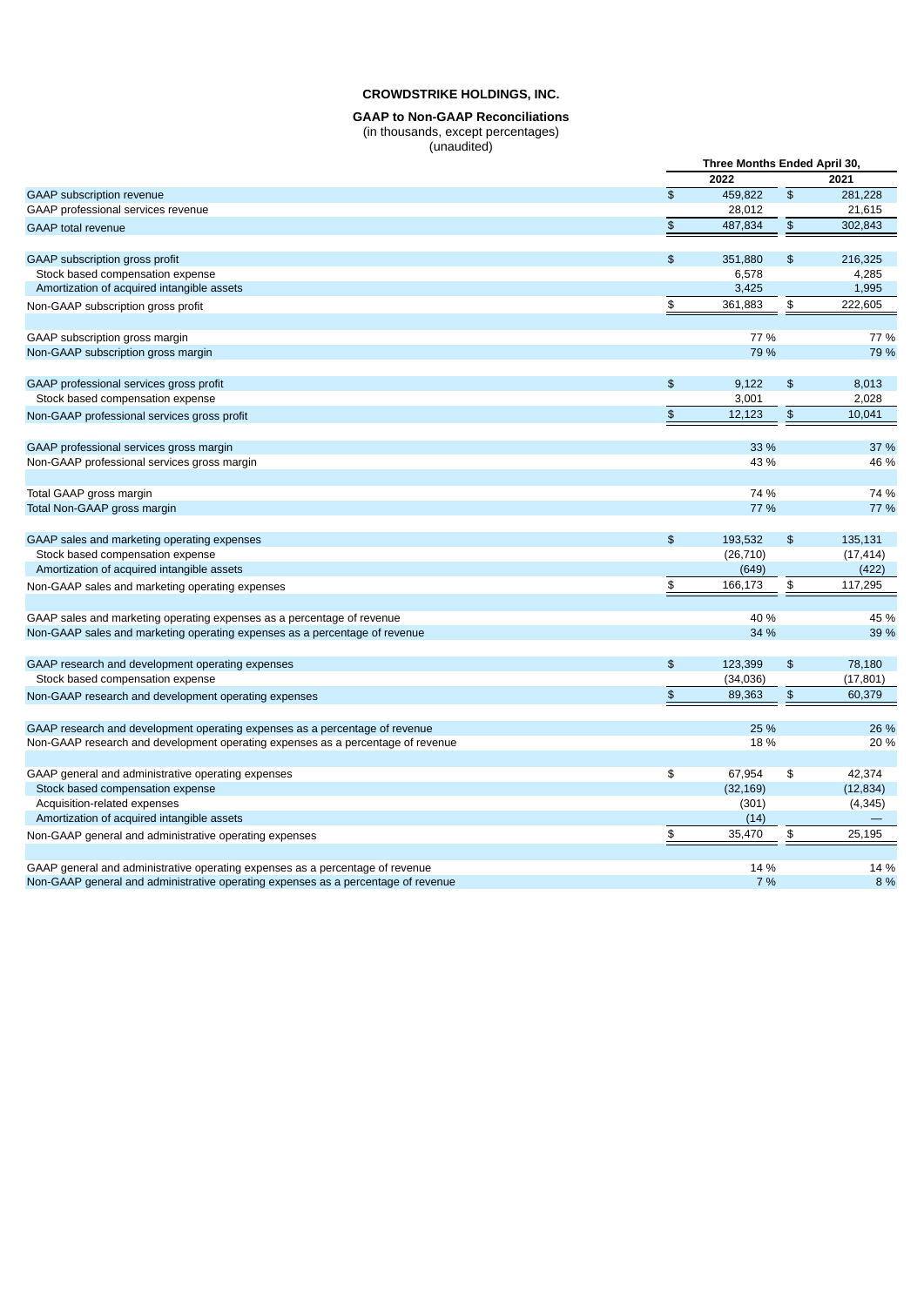**CROWDSTRIKE HOLDINGS, INC.**

**GAAP to Non-GAAP Reconciliations**
(in thousands, except percentages)
(unaudited)

| | Three Months Ended April 30, | |
|---|---|---|
| | 2022 | 2021 |
| GAAP subscription revenue | $ 459,822 | $ 281,228 |
| GAAP professional services revenue | 28,012 | 21,615 |
| GAAP total revenue | $ 487,834 | $ 302,843 |
| | | |
| GAAP subscription gross profit | $ 351,880 | $ 216,325 |
| Stock based compensation expense | 6,578 | 4,285 |
| Amortization of acquired intangible assets | 3,425 | 1,995 |
| Non-GAAP subscription gross profit | $ 361,883 | $ 222,605 |
| | | |
| GAAP subscription gross margin | 77 % | 77 % |
| Non-GAAP subscription gross margin | 79 % | 79 % |
| | | |
| GAAP professional services gross profit | $ 9,122 | $ 8,013 |
| Stock based compensation expense | 3,001 | 2,028 |
| Non-GAAP professional services gross profit | $ 12,123 | $ 10,041 |
| | | |
| GAAP professional services gross margin | 33 % | 37 % |
| Non-GAAP professional services gross margin | 43 % | 46 % |
| | | |
| Total GAAP gross margin | 74 % | 74 % |
| Total Non-GAAP gross margin | 77 % | 77 % |
| | | |
| GAAP sales and marketing operating expenses | $ 193,532 | $ 135,131 |
| Stock based compensation expense | (26,710) | (17,414) |
| Amortization of acquired intangible assets | (649) | (422) |
| Non-GAAP sales and marketing operating expenses | $ 166,173 | $ 117,295 |
| | | |
| GAAP sales and marketing operating expenses as a percentage of revenue | 40 % | 45 % |
| Non-GAAP sales and marketing operating expenses as a percentage of revenue | 34 % | 39 % |
| | | |
| GAAP research and development operating expenses | $ 123,399 | $ 78,180 |
| Stock based compensation expense | (34,036) | (17,801) |
| Non-GAAP research and development operating expenses | $ 89,363 | $ 60,379 |
| | | |
| GAAP research and development operating expenses as a percentage of revenue | 25 % | 26 % |
| Non-GAAP research and development operating expenses as a percentage of revenue | 18 % | 20 % |
| | | |
| GAAP general and administrative operating expenses | $ 67,954 | $ 42,374 |
| Stock based compensation expense | (32,169) | (12,834) |
| Acquisition-related expenses | (301) | (4,345) |
| Amortization of acquired intangible assets | (14) | — |
| Non-GAAP general and administrative operating expenses | $ 35,470 | $ 25,195 |
| | | |
| GAAP general and administrative operating expenses as a percentage of revenue | 14 % | 14 % |
| Non-GAAP general and administrative operating expenses as a percentage of revenue | 7 % | 8 % |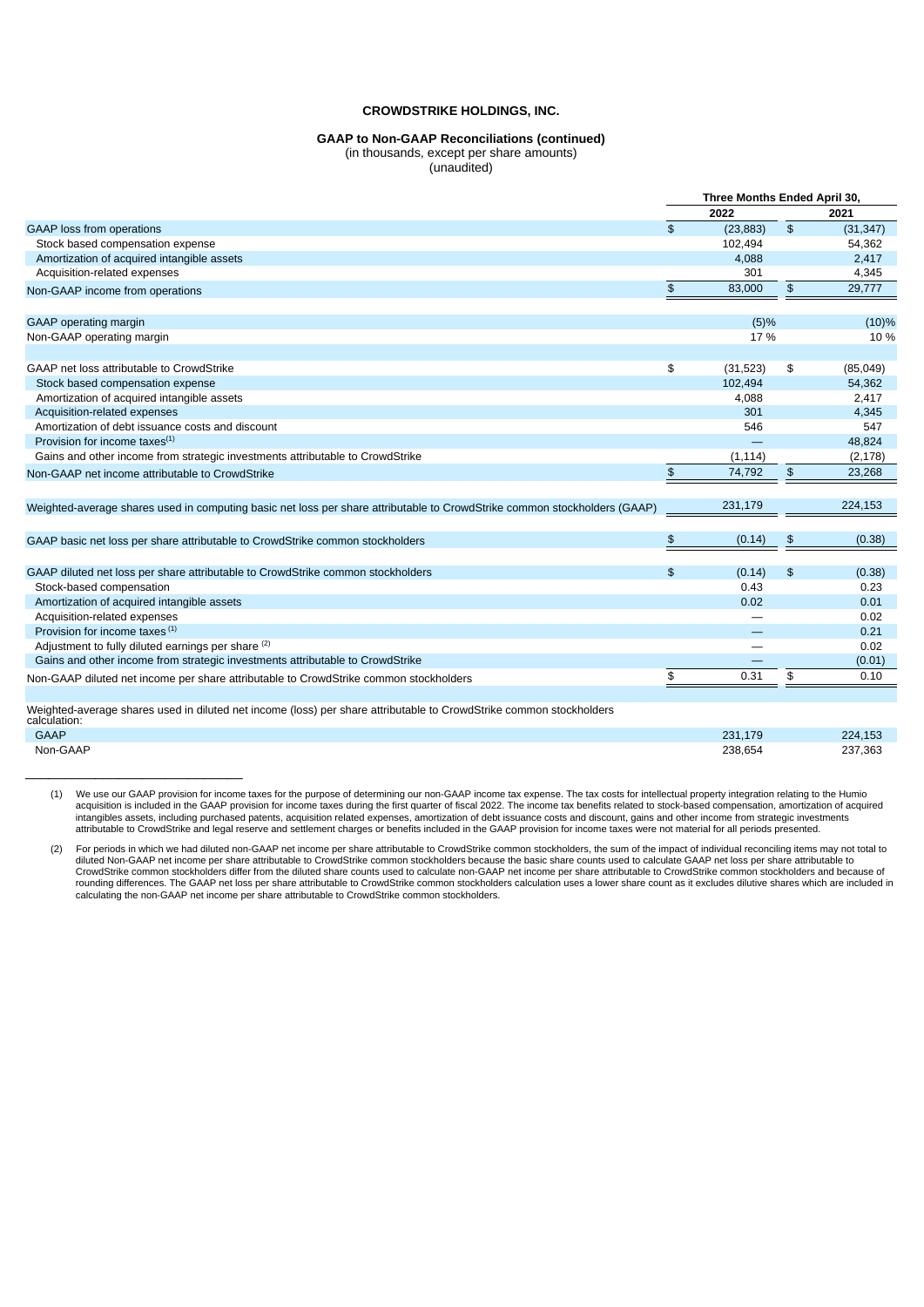**CROWDSTRIKE HOLDINGS, INC.**

**GAAP to Non-GAAP Reconciliations (continued)**
(in thousands, except per share amounts)
(unaudited)

| | Three Months Ended April 30, | |
|---|---|---|
| | 2022 | 2021 |
| GAAP loss from operations | $ (23,883) | $ (31,347) |
| Stock based compensation expense | 102,494 | 54,362 |
| Amortization of acquired intangible assets | 4,088 | 2,417 |
| Acquisition-related expenses | 301 | 4,345 |
| Non-GAAP income from operations | $ 83,000 | $ 29,777 |
| | | |
| GAAP operating margin | (5)% | (10)% |
| Non-GAAP operating margin | 17 % | 10 % |
| | | |
| GAAP net loss attributable to CrowdStrike | $ (31,523) | $ (85,049) |
| Stock based compensation expense | 102,494 | 54,362 |
| Amortization of acquired intangible assets | 4,088 | 2,417 |
| Acquisition-related expenses | 301 | 4,345 |
| Amortization of debt issuance costs and discount | 546 | 547 |
| Provision for income taxes[(1)] | — | 48,824 |
| Gains and other income from strategic investments attributable to CrowdStrike | (1,114) | (2,178) |
| Non-GAAP net income attributable to CrowdStrike | $ 74,792 | $ 23,268 |
| | | |
| Weighted-average shares used in computing basic net loss per share attributable to CrowdStrike common stockholders (GAAP) | 231,179 | 224,153 |
| | | |
| GAAP basic net loss per share attributable to CrowdStrike common stockholders | $ (0.14) | $ (0.38) |
| | | |
| GAAP diluted net loss per share attributable to CrowdStrike common stockholders | $ (0.14) | $ (0.38) |
| Stock-based compensation | 0.43 | 0.23 |
| Amortization of acquired intangible assets | 0.02 | 0.01 |
| Acquisition-related expenses | — | 0.02 |
| Provision for income taxes [(1)] | — | 0.21 |
| Adjustment to fully diluted earnings per share [(2)] | — | 0.02 |
| Gains and other income from strategic investments attributable to CrowdStrike | — | (0.01) |
| Non-GAAP diluted net income per share attributable to CrowdStrike common stockholders | $ 0.31 | $ 0.10 |
| | | |
| Weighted-average shares used in diluted net income (loss) per share attributable to CrowdStrike common stockholders calculation: | | |
| GAAP | 231,179 | 224,153 |
| Non-GAAP | 238,654 | 237,363 |

(1) We use our GAAP provision for income taxes for the purpose of determining our non-GAAP income tax expense. The tax costs for intellectual property integration relating to the Humio acquisition is included in the GAAP provision for income taxes during the first quarter of fiscal 2022. The income tax benefits related to stock-based compensation, amortization of acquired intangibles assets, including purchased patents, acquisition related expenses, amortization of debt issuance costs and discount, gains and other income from strategic investments attributable to CrowdStrike and legal reserve and settlement charges or benefits included in the GAAP provision for income taxes were not material for all periods presented.

(2) For periods in which we had diluted non-GAAP net income per share attributable to CrowdStrike common stockholders, the sum of the impact of individual reconciling items may not total to diluted Non-GAAP net income per share attributable to CrowdStrike common stockholders because the basic share counts used to calculate GAAP net loss per share attributable to CrowdStrike common stockholders differ from the diluted share counts used to calculate non-GAAP net income per share attributable to CrowdStrike common stockholders and because of rounding differences. The GAAP net loss per share attributable to CrowdStrike common stockholders calculation uses a lower share count as it excludes dilutive shares which are included in calculating the non-GAAP net income per share attributable to CrowdStrike common stockholders.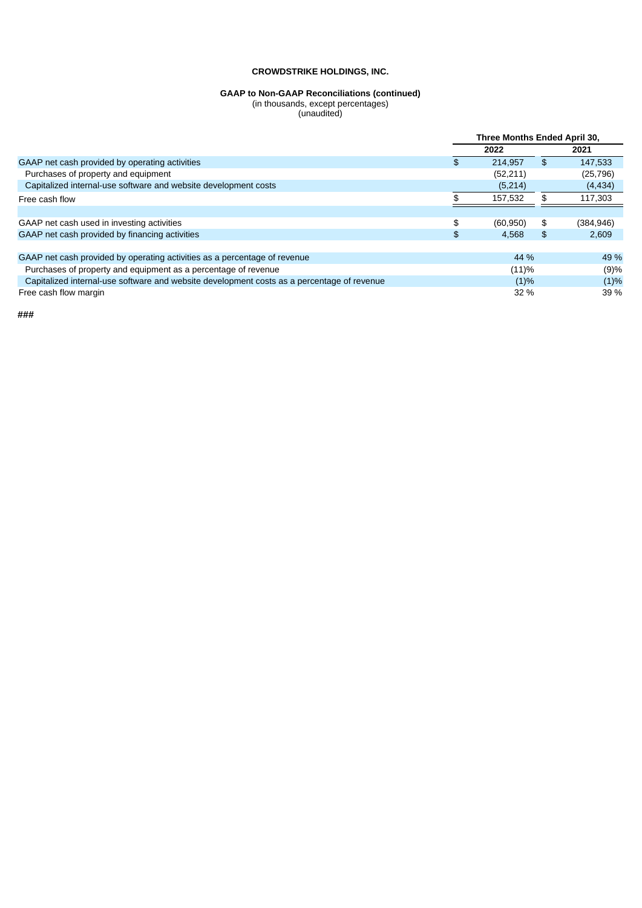**CROWDSTRIKE HOLDINGS, INC.**

**GAAP to Non-GAAP Reconciliations (continued)**
(in thousands, except percentages)
(unaudited)

| | Three Months Ended April 30, | |
|---|---|---|
| | 2022 | 2021 |
| GAAP net cash provided by operating activities | $ 214,957 | $ 147,533 |
| Purchases of property and equipment | (52,211) | (25,796) |
| Capitalized internal-use software and website development costs | (5,214) | (4,434) |
| Free cash flow | $ 157,532 | $ 117,303 |
| | | |
| GAAP net cash used in investing activities | $ (60,950) | $ (384,946) |
| GAAP net cash provided by financing activities | $ 4,568 | $ 2,609 |
| | | |
| GAAP net cash provided by operating activities as a percentage of revenue | 44 % | 49 % |
| Purchases of property and equipment as a percentage of revenue | (11)% | (9)% |
| Capitalized internal-use software and website development costs as a percentage of revenue | (1)% | (1)% |
| Free cash flow margin | 32 % | 39 % |

###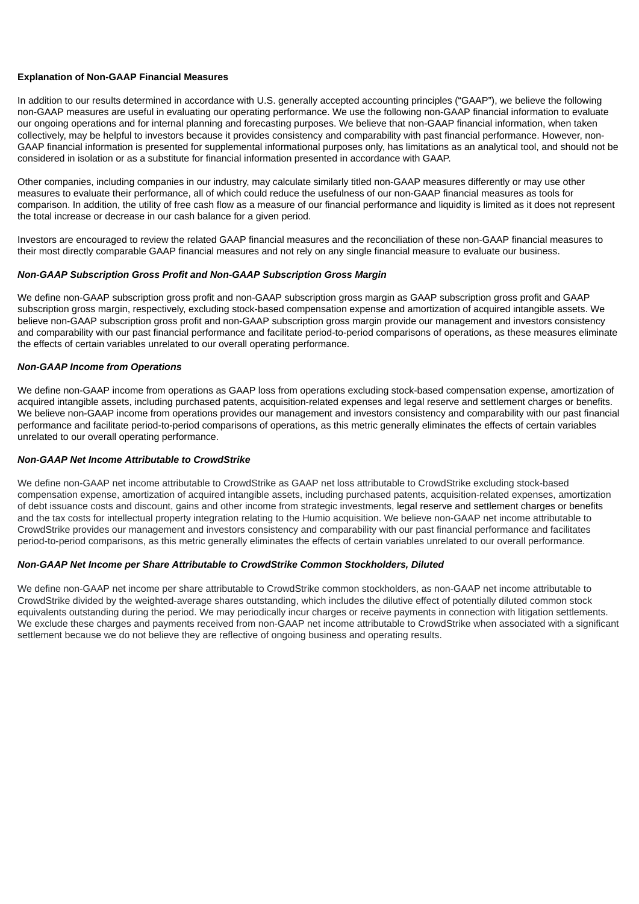**Explanation of Non-GAAP Financial Measures**

In addition to our results determined in accordance with U.S. generally accepted accounting principles ("GAAP"), we believe the following non-GAAP measures are useful in evaluating our operating performance. We use the following non-GAAP financial information to evaluate our ongoing operations and for internal planning and forecasting purposes. We believe that non-GAAP financial information, when taken collectively, may be helpful to investors because it provides consistency and comparability with past financial performance. However, non-GAAP financial information is presented for supplemental informational purposes only, has limitations as an analytical tool, and should not be considered in isolation or as a substitute for financial information presented in accordance with GAAP.

Other companies, including companies in our industry, may calculate similarly titled non-GAAP measures differently or may use other measures to evaluate their performance, all of which could reduce the usefulness of our non-GAAP financial measures as tools for comparison. In addition, the utility of free cash flow as a measure of our financial performance and liquidity is limited as it does not represent the total increase or decrease in our cash balance for a given period.

Investors are encouraged to review the related GAAP financial measures and the reconciliation of these non-GAAP financial measures to their most directly comparable GAAP financial measures and not rely on any single financial measure to evaluate our business.

***Non-GAAP Subscription Gross Profit and Non-GAAP Subscription Gross Margin***

We define non-GAAP subscription gross profit and non-GAAP subscription gross margin as GAAP subscription gross profit and GAAP subscription gross margin, respectively, excluding stock-based compensation expense and amortization of acquired intangible assets. We believe non-GAAP subscription gross profit and non-GAAP subscription gross margin provide our management and investors consistency and comparability with our past financial performance and facilitate period-to-period comparisons of operations, as these measures eliminate the effects of certain variables unrelated to our overall operating performance.

***Non-GAAP Income from Operations***

We define non-GAAP income from operations as GAAP loss from operations excluding stock-based compensation expense, amortization of acquired intangible assets, including purchased patents, acquisition-related expenses and legal reserve and settlement charges or benefits. We believe non-GAAP income from operations provides our management and investors consistency and comparability with our past financial performance and facilitate period-to-period comparisons of operations, as this metric generally eliminates the effects of certain variables unrelated to our overall operating performance.

***Non-GAAP Net Income Attributable to CrowdStrike***

We define non-GAAP net income attributable to CrowdStrike as GAAP net loss attributable to CrowdStrike excluding stock-based compensation expense, amortization of acquired intangible assets, including purchased patents, acquisition-related expenses, amortization of debt issuance costs and discount, gains and other income from strategic investments, legal reserve and settlement charges or benefits and the tax costs for intellectual property integration relating to the Humio acquisition. We believe non-GAAP net income attributable to CrowdStrike provides our management and investors consistency and comparability with our past financial performance and facilitates period-to-period comparisons, as this metric generally eliminates the effects of certain variables unrelated to our overall performance.

***Non-GAAP Net Income per Share Attributable to CrowdStrike Common Stockholders, Diluted***

We define non-GAAP net income per share attributable to CrowdStrike common stockholders, as non-GAAP net income attributable to CrowdStrike divided by the weighted-average shares outstanding, which includes the dilutive effect of potentially diluted common stock equivalents outstanding during the period. We may periodically incur charges or receive payments in connection with litigation settlements. We exclude these charges and payments received from non-GAAP net income attributable to CrowdStrike when associated with a significant settlement because we do not believe they are reflective of ongoing business and operating results.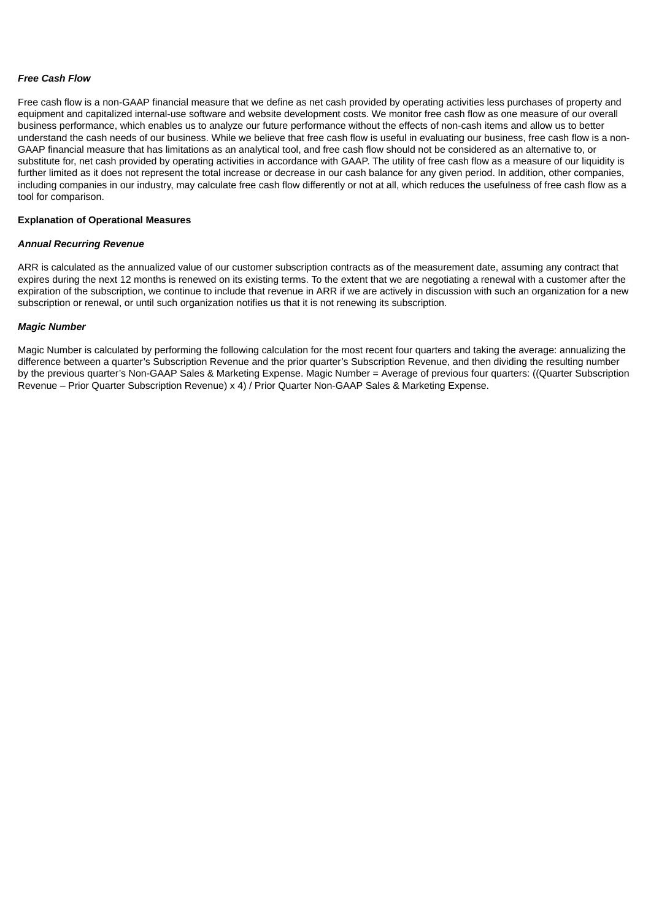***Free Cash Flow***

Free cash flow is a non-GAAP financial measure that we define as net cash provided by operating activities less purchases of property and equipment and capitalized internal-use software and website development costs. We monitor free cash flow as one measure of our overall business performance, which enables us to analyze our future performance without the effects of non-cash items and allow us to better understand the cash needs of our business. While we believe that free cash flow is useful in evaluating our business, free cash flow is a non-GAAP financial measure that has limitations as an analytical tool, and free cash flow should not be considered as an alternative to, or substitute for, net cash provided by operating activities in accordance with GAAP. The utility of free cash flow as a measure of our liquidity is further limited as it does not represent the total increase or decrease in our cash balance for any given period. In addition, other companies, including companies in our industry, may calculate free cash flow differently or not at all, which reduces the usefulness of free cash flow as a tool for comparison.

**Explanation of Operational Measures**

***Annual Recurring Revenue***

ARR is calculated as the annualized value of our customer subscription contracts as of the measurement date, assuming any contract that expires during the next 12 months is renewed on its existing terms. To the extent that we are negotiating a renewal with a customer after the expiration of the subscription, we continue to include that revenue in ARR if we are actively in discussion with such an organization for a new subscription or renewal, or until such organization notifies us that it is not renewing its subscription.

***Magic Number***

Magic Number is calculated by performing the following calculation for the most recent four quarters and taking the average: annualizing the difference between a quarter's Subscription Revenue and the prior quarter's Subscription Revenue, and then dividing the resulting number by the previous quarter's Non-GAAP Sales & Marketing Expense. Magic Number = Average of previous four quarters: ((Quarter Subscription Revenue – Prior Quarter Subscription Revenue) x 4) / Prior Quarter Non-GAAP Sales & Marketing Expense.